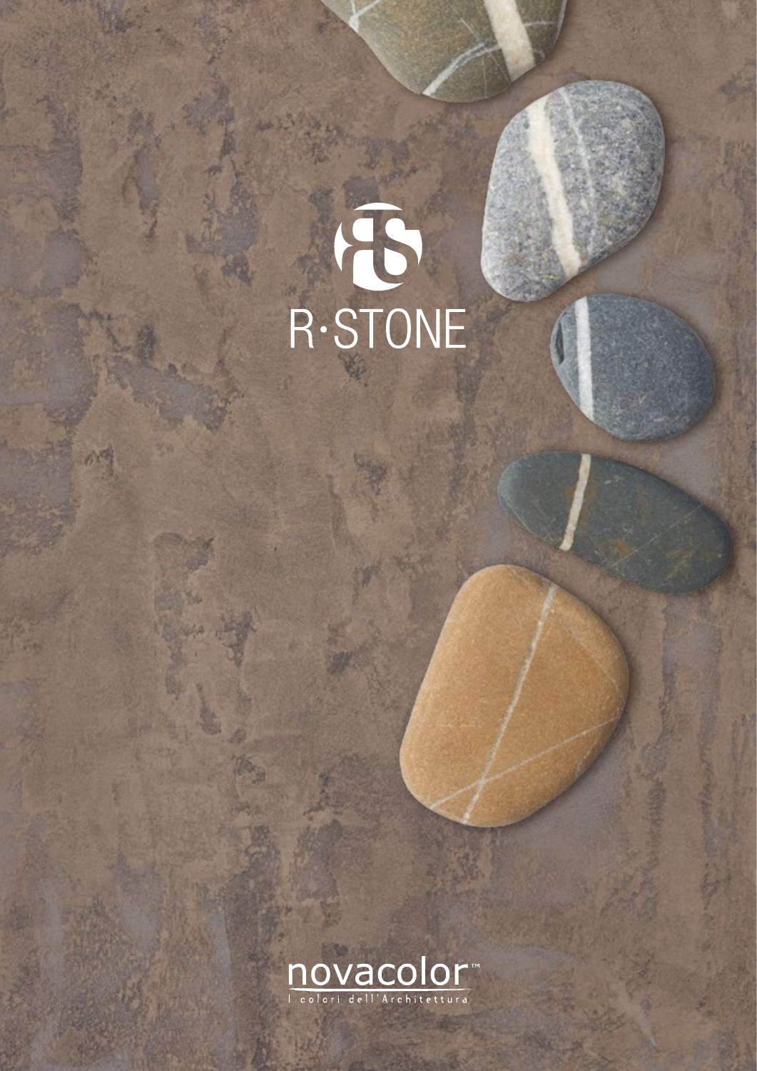# R·STONE

novacolor™

I colori dell'Architettura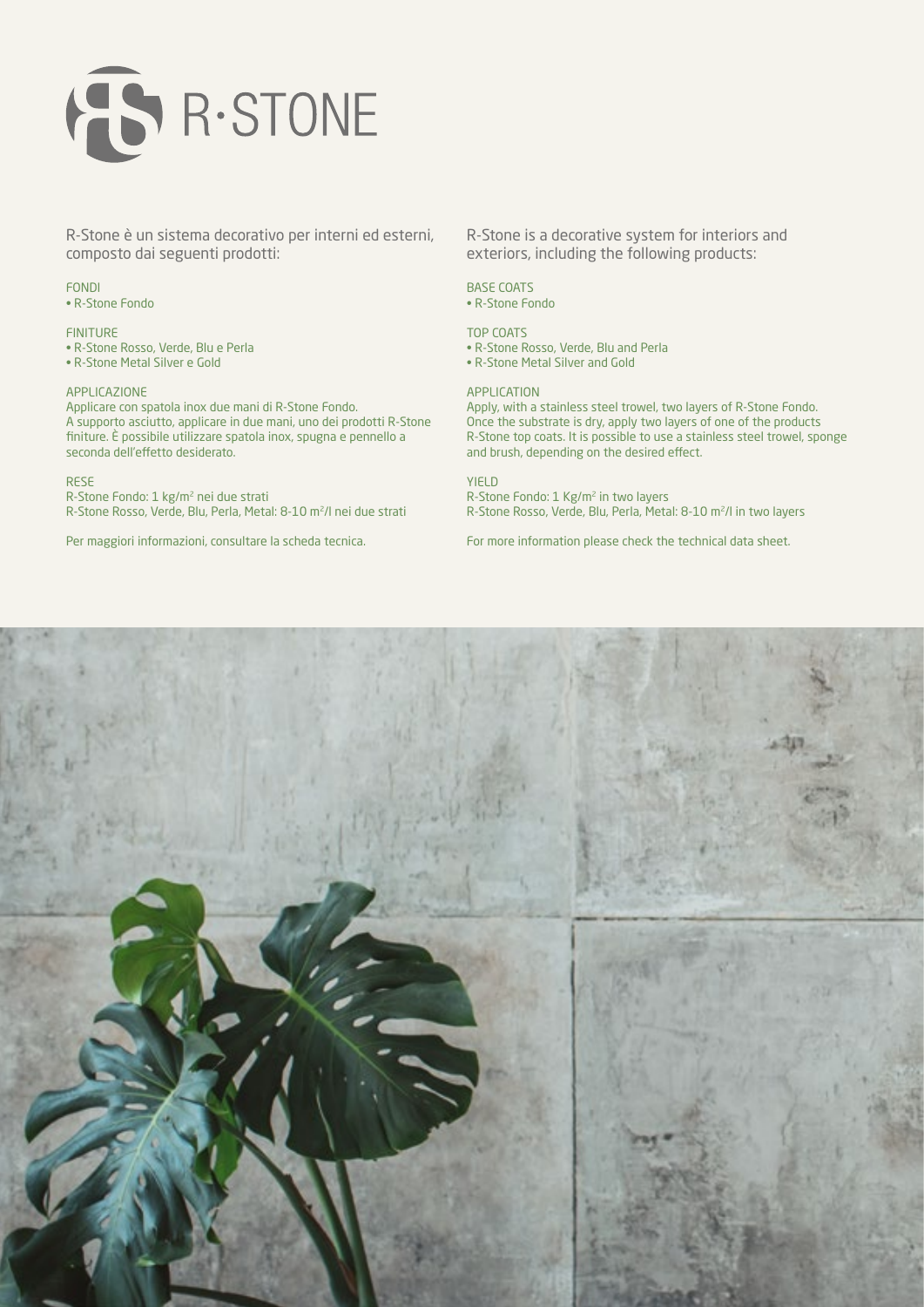# R·STONE

R-Stone è un sistema decorativo per interni ed esterni, composto dai seguenti prodotti:

FONDI
- R-Stone Fondo

FINITURE
- R-Stone Rosso, Verde, Blu e Perla
- R-Stone Metal Silver e Gold

APPLICAZIONE
Applicare con spatola inox due mani di R-Stone Fondo. A supporto asciutto, applicare in due mani, uno dei prodotti R-Stone finiture. È possibile utilizzare spatola inox, spugna e pennello a seconda dell'effetto desiderato.

RESE
R-Stone Fondo: 1 kg/m$^2$ nei due strati
R-Stone Rosso, Verde, Blu, Perla, Metal: 8-10 m$^2$/l nei due strati

Per maggiori informazioni, consultare la scheda tecnica.

R-Stone is a decorative system for interiors and exteriors, including the following products:

BASE COATS
- R-Stone Fondo

TOP COATS
- R-Stone Rosso, Verde, Blu and Perla
- R-Stone Metal Silver and Gold

APPLICATION
Apply, with a stainless steel trowel, two layers of R-Stone Fondo. Once the substrate is dry, apply two layers of one of the products R-Stone top coats. It is possible to use a stainless steel trowel, sponge and brush, depending on the desired effect.

YIELD
R-Stone Fondo: 1 Kg/m$^2$ in two layers
R-Stone Rosso, Verde, Blu, Perla, Metal: 8-10 m$^2$/l in two layers

For more information please check the technical data sheet.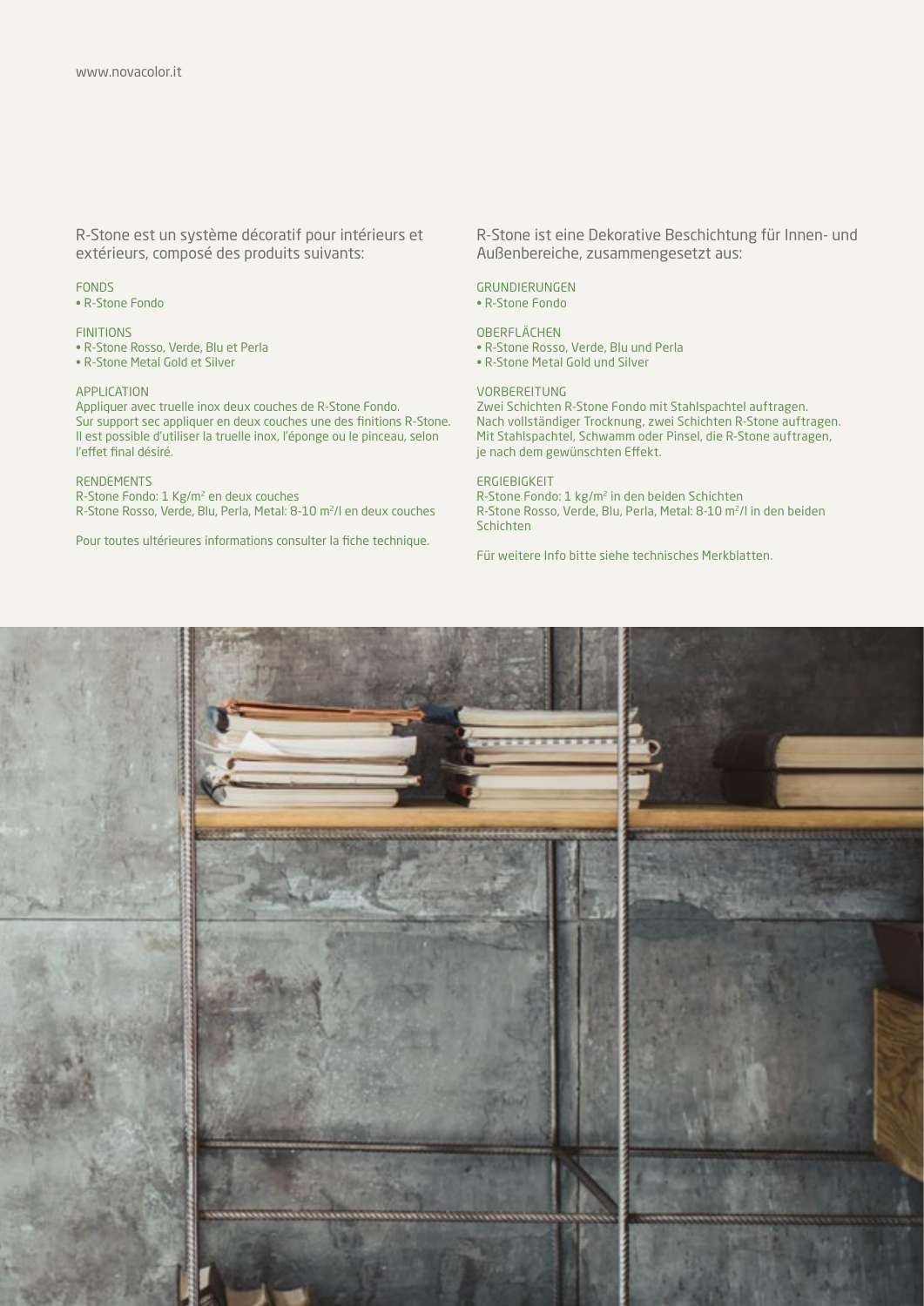www.novacolor.it

R-Stone est un système décoratif pour intérieurs et extérieurs, composé des produits suivants:

FONDS
- R-Stone Fondo

FINITIONS
- R-Stone Rosso, Verde, Blu et Perla
- R-Stone Metal Gold et Silver

APPLICATION
Appliquer avec truelle inox deux couches de R-Stone Fondo.
Sur support sec appliquer en deux couches une des finitions R-Stone.
Il est possible d'utiliser la truelle inox, l'éponge ou le pinceau, selon l'effet final désiré.

RENDEMENTS
R-Stone Fondo: 1 Kg/m$^2$ en deux couches
R-Stone Rosso, Verde, Blu, Perla, Metal: 8-10 m$^2$/l en deux couches

Pour toutes ultérieures informations consulter la fiche technique.

R-Stone ist eine Dekorative Beschichtung für Innen- und Außenbereiche, zusammengesetzt aus:

GRUNDIERUNGEN
- R-Stone Fondo

OBERFLÄCHEN
- R-Stone Rosso, Verde, Blu und Perla
- R-Stone Metal Gold und Silver

VORBEREITUNG
Zwei Schichten R-Stone Fondo mit Stahlspachtel auftragen.
Nach vollständiger Trocknung, zwei Schichten R-Stone auftragen.
Mit Stahlspachtel, Schwamm oder Pinsel, die R-Stone auftragen, je nach dem gewünschten Effekt.

ERGIEBIGKEIT
R-Stone Fondo: 1 kg/m$^2$ in den beiden Schichten
R-Stone Rosso, Verde, Blu, Perla, Metal: 8-10 m$^2$/l in den beiden Schichten

Für weitere Info bitte siehe technisches Merkblatten.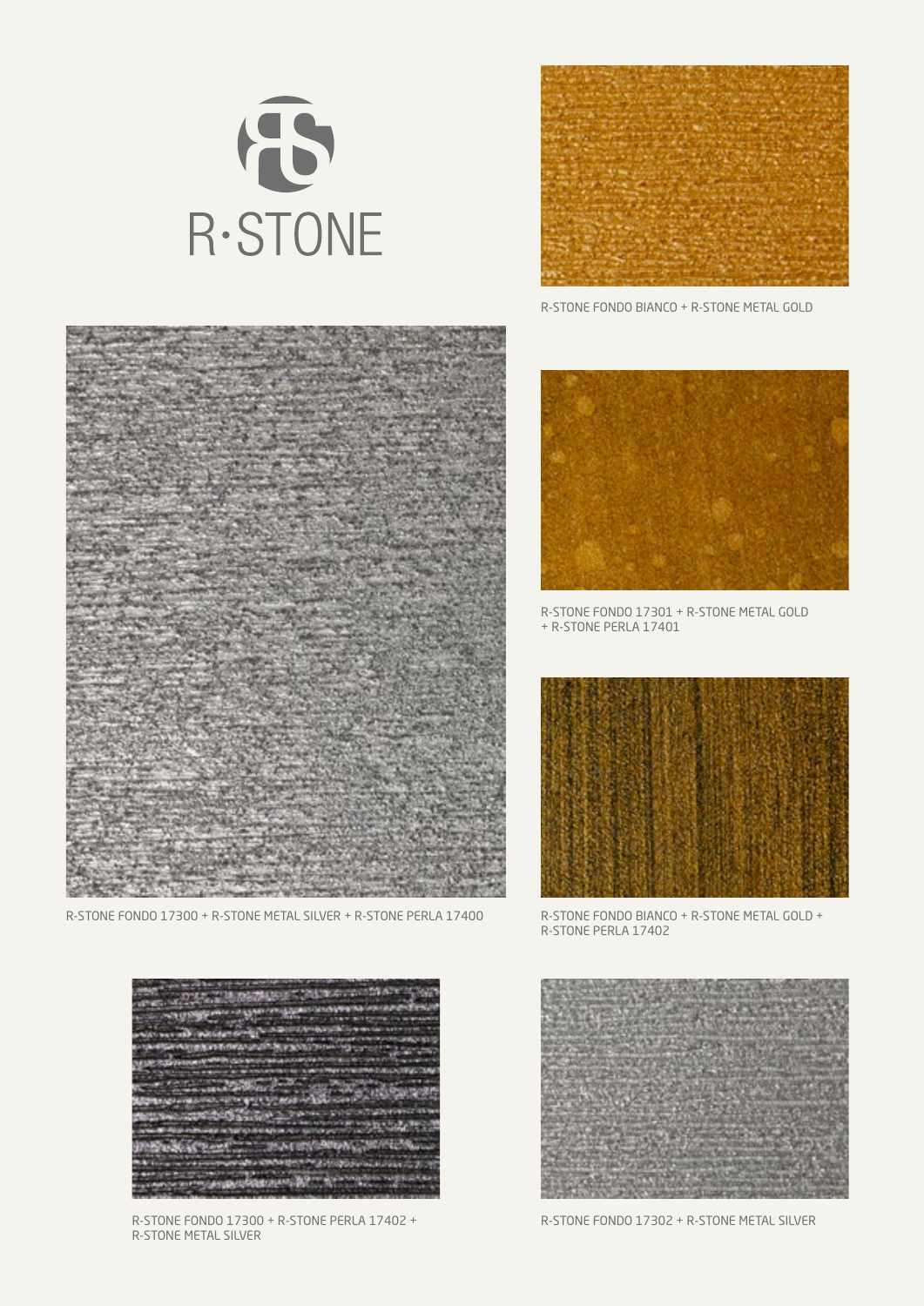R·STONE

R-STONE FONDO BIANCO + R-STONE METAL GOLD

R-STONE FONDO 17300 + R-STONE METAL SILVER + R-STONE PERLA 17400

R-STONE FONDO 17301 + R-STONE METAL GOLD + R-STONE PERLA 17401

R-STONE FONDO BIANCO + R-STONE METAL GOLD + R-STONE PERLA 17402

R-STONE FONDO 17300 + R-STONE PERLA 17402 + R-STONE METAL SILVER

R-STONE FONDO 17302 + R-STONE METAL SILVER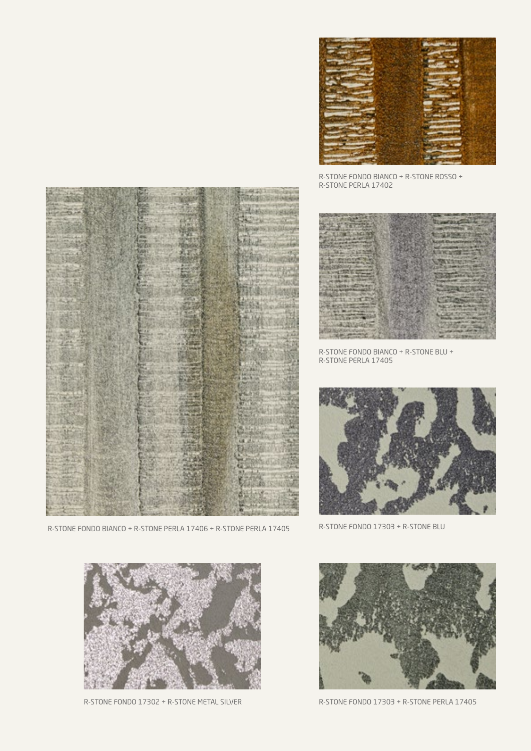R-STONE FONDO BIANCO + R-STONE ROSSO + R-STONE PERLA 17402

R-STONE FONDO BIANCO + R-STONE PERLA 17406 + R-STONE PERLA 17405

R-STONE FONDO BIANCO + R-STONE BLU + R-STONE PERLA 17405

R-STONE FONDO 17303 + R-STONE BLU

R-STONE FONDO 17302 + R-STONE METAL SILVER

R-STONE FONDO 17303 + R-STONE PERLA 17405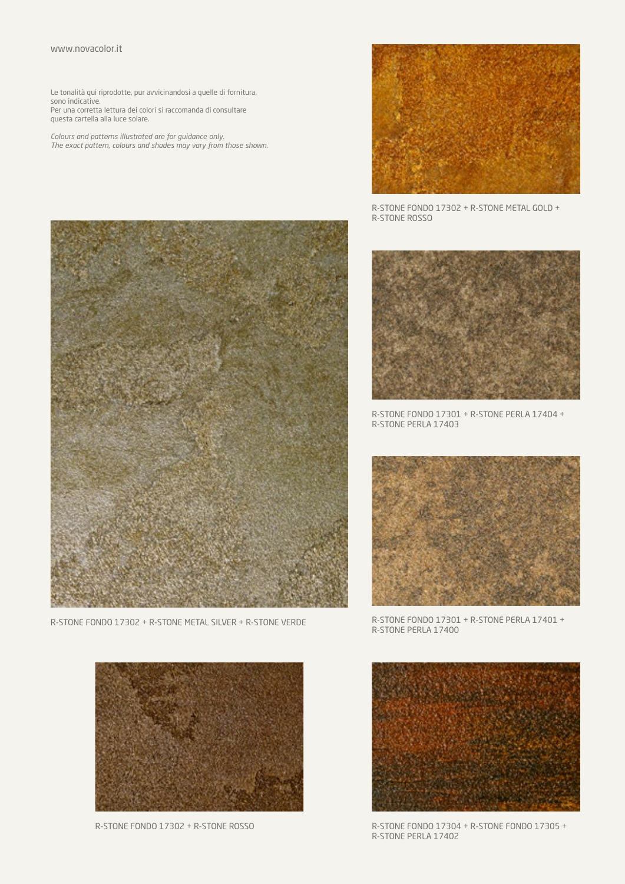www.novacolor.it

Le tonalità qui riprodotte, pur avvicinandosi a quelle di fornitura, sono indicative.
Per una corretta lettura dei colori si raccomanda di consultare questa cartella alla luce solare.

*Colours and patterns illustrated are for guidance only.*
*The exact pattern, colours and shades may vary from those shown.*

R-STONE FONDO 17302 + R-STONE METAL GOLD + R-STONE ROSSO

R-STONE FONDO 17302 + R-STONE METAL SILVER + R-STONE VERDE

R-STONE FONDO 17301 + R-STONE PERLA 17404 + R-STONE PERLA 17403

R-STONE FONDO 17301 + R-STONE PERLA 17401 + R-STONE PERLA 17400

R-STONE FONDO 17302 + R-STONE ROSSO

R-STONE FONDO 17304 + R-STONE FONDO 17305 + R-STONE PERLA 17402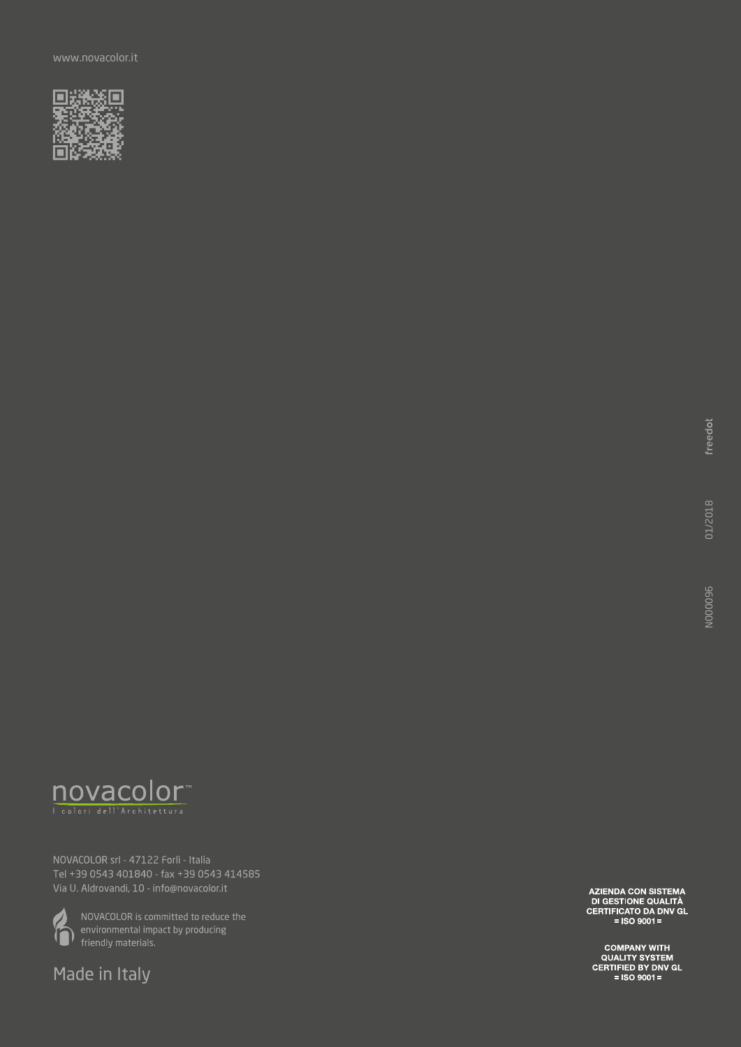www.novacolor.it

novacolor™
I colori dell'Architettura

NOVACOLOR srl - 47122 Forlì - Italia
Tel +39 0543 401840 - fax +39 0543 414585
Via U. Aldrovandi, 10 - info@novacolor.it

NOVACOLOR is committed to reduce the environmental impact by producing friendly materials.

Made in Italy

AZIENDA CON SISTEMA
DI GESTIONE QUALITÀ
CERTIFICATO DA DNV GL
= ISO 9001 =

COMPANY WITH
QUALITY SYSTEM
CERTIFIED BY DNV GL
= ISO 9001 =

N000096 01/2018 freedot